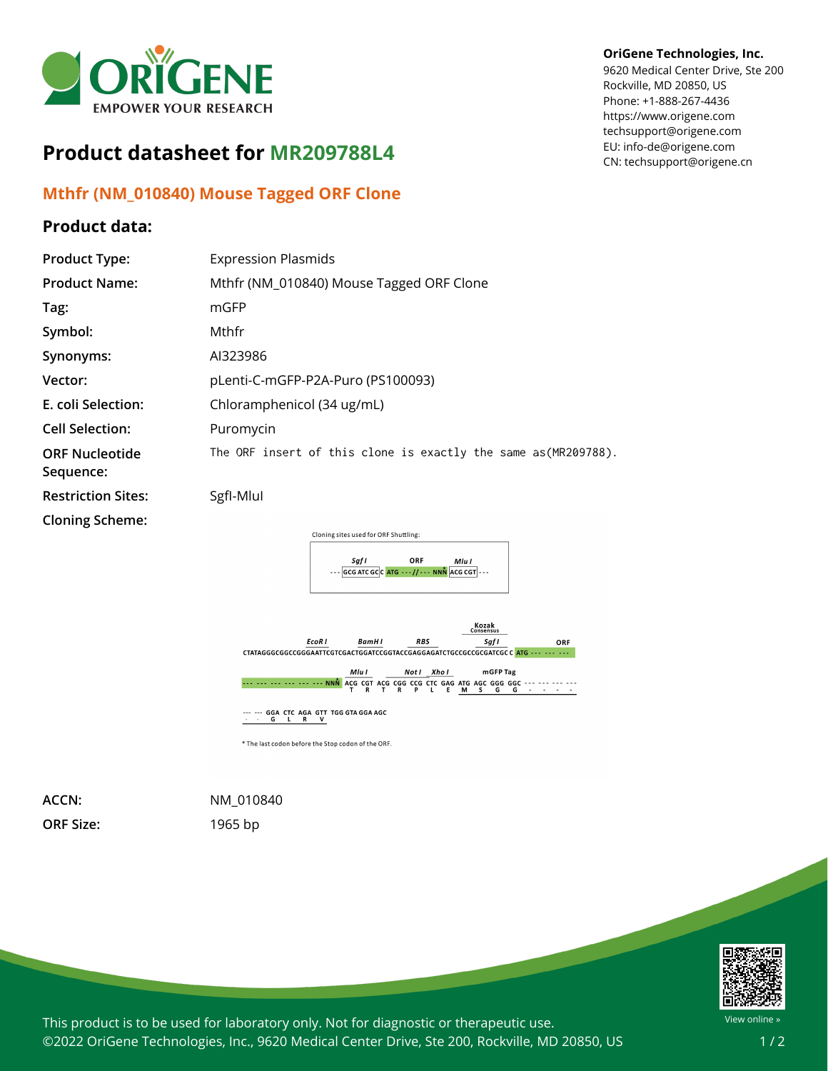# Product datasheet for MR209788L4

OriGene Technologies, Inc.
9620 Medical Center Drive, Ste 200
Rockville, MD 20850, US
Phone: +1-888-267-4436
https://www.origene.com
techsupport@origene.com
EU: info-de@origene.com
CN: techsupport@origene.cn

## Mthfr (NM_010840) Mouse Tagged ORF Clone

### Product data:

| | |
|---|---|
| **Product Type:** | Expression Plasmids |
| **Product Name:** | Mthfr (NM_010840) Mouse Tagged ORF Clone |
| **Tag:** | mGFP |
| **Symbol:** | Mthfr |
| **Synonyms:** | AI323986 |
| **Vector:** | pLenti-C-mGFP-P2A-Puro (PS100093) |
| **E. coli Selection:** | Chloramphenicol (34 ug/mL) |
| **Cell Selection:** | Puromycin |
| **ORF Nucleotide Sequence:** | The ORF insert of this clone is exactly the same as(MR209788). |
| **Restriction Sites:** | SgfI-MluI |
| **Cloning Scheme:** | |

Cloning sites used for ORF Shuttling:

```
        Sgf I          ORF           Mlu I
--- GCG ATC GCC C ATG ---//--- NNN ACG CGT ---
```

```
                                                                     Kozak
                                                                   Consensus
          EcoR I        BamH I          RBS                          Sgf I               ORF
CTATAGGGCGGCCGGGAATTCGTCGACTGGATCCGGTACCGAGGAGATCTGCCGCCGCGATCGCC C ATG --- --- ---

                              Mlu I        Not I  Xho I         mGFP Tag
--- --- --- --- --- --- --- NNN ACG CGT ACG CGG CCG CTC GAG ATG AGC GGG GGC --- --- --- ---
                                T   R   T   R   P   L   E   M   S   G   G   -   -   -   -

--- --- GGA CTC AGA GTT TGG GTA GGA AGC
 -   -   G   L   R   V
```

* The last codon before the Stop codon of the ORF.

| | |
|---|---|
| **ACCN:** | NM_010840 |
| **ORF Size:** | 1965 bp |

This product is to be used for laboratory only. Not for diagnostic or therapeutic use.
©2022 OriGene Technologies, Inc., 9620 Medical Center Drive, Ste 200, Rockville, MD 20850, US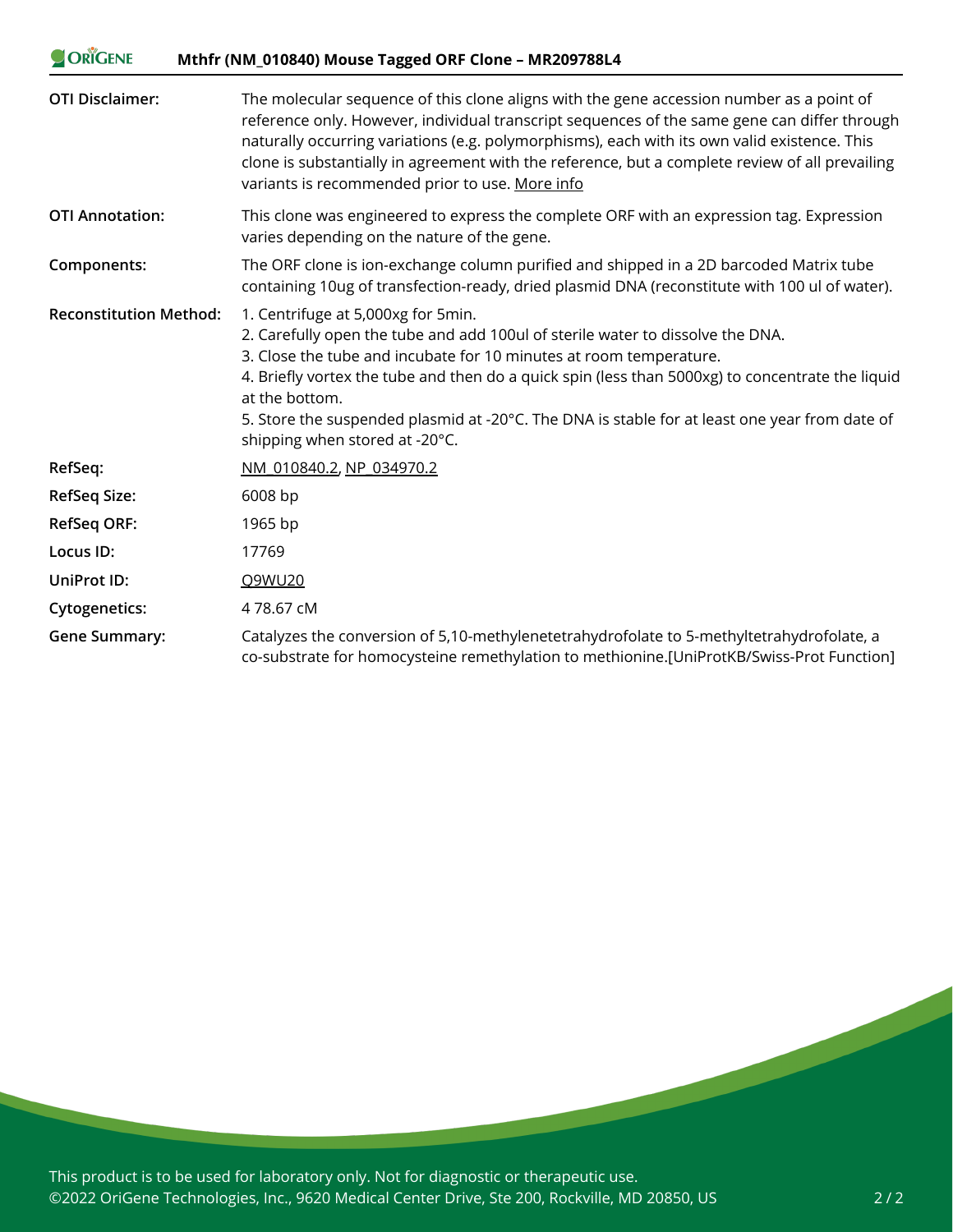| | |
|---|---|
| **OTI Disclaimer:** | The molecular sequence of this clone aligns with the gene accession number as a point of reference only. However, individual transcript sequences of the same gene can differ through naturally occurring variations (e.g. polymorphisms), each with its own valid existence. This clone is substantially in agreement with the reference, but a complete review of all prevailing variants is recommended prior to use. More info |
| **OTI Annotation:** | This clone was engineered to express the complete ORF with an expression tag. Expression varies depending on the nature of the gene. |
| **Components:** | The ORF clone is ion-exchange column purified and shipped in a 2D barcoded Matrix tube containing 10ug of transfection-ready, dried plasmid DNA (reconstitute with 100 ul of water). |
| **Reconstitution Method:** | 1. Centrifuge at 5,000xg for 5min.<br>2. Carefully open the tube and add 100ul of sterile water to dissolve the DNA.<br>3. Close the tube and incubate for 10 minutes at room temperature.<br>4. Briefly vortex the tube and then do a quick spin (less than 5000xg) to concentrate the liquid at the bottom.<br>5. Store the suspended plasmid at -20°C. The DNA is stable for at least one year from date of shipping when stored at -20°C. |
| **RefSeq:** | NM_010840.2, NP_034970.2 |
| **RefSeq Size:** | 6008 bp |
| **RefSeq ORF:** | 1965 bp |
| **Locus ID:** | 17769 |
| **UniProt ID:** | Q9WU20 |
| **Cytogenetics:** | 4 78.67 cM |
| **Gene Summary:** | Catalyzes the conversion of 5,10-methylenetetrahydrofolate to 5-methyltetrahydrofolate, a co-substrate for homocysteine remethylation to methionine.[UniProtKB/Swiss-Prot Function] |

This product is to be used for laboratory only. Not for diagnostic or therapeutic use.
©2022 OriGene Technologies, Inc., 9620 Medical Center Drive, Ste 200, Rockville, MD 20850, US